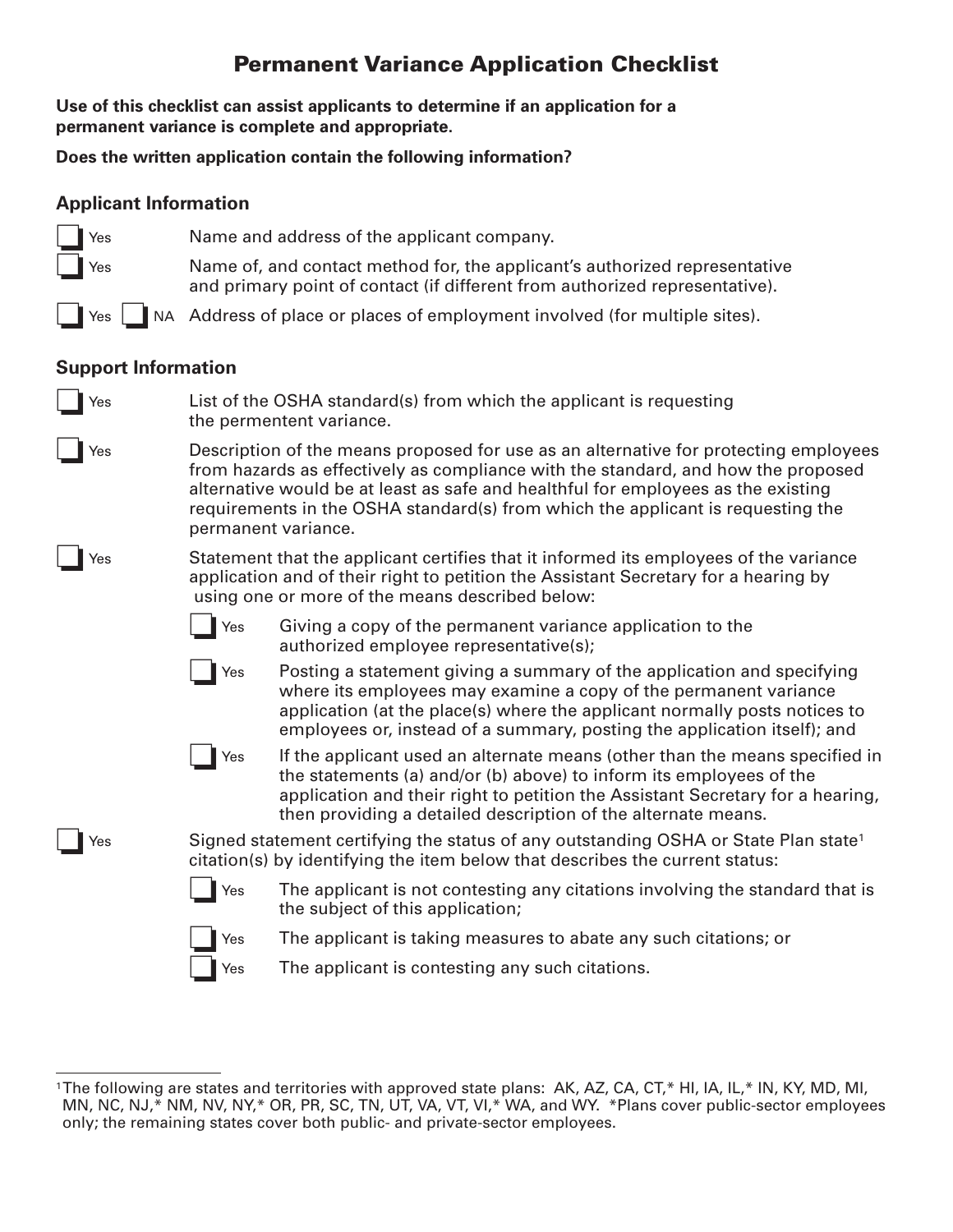# Permanent Variance Application Checklist

**Use of this checklist can assist applicants to determine if an application for a permanent variance is complete and appropriate.**

**Does the written application contain the following information?**

## Applicant Information

- ☐ Yes — Name and address of the applicant company.
- ☐ Yes — Name of, and contact method for, the applicant's authorized representative and primary point of contact (if different from authorized representative).
- ☐ Yes ☐ NA — Address of place or places of employment involved (for multiple sites).

## Support Information

- ☐ Yes — List of the OSHA standard(s) from which the applicant is requesting the permentent variance.
- ☐ Yes — Description of the means proposed for use as an alternative for protecting employees from hazards as effectively as compliance with the standard, and how the proposed alternative would be at least as safe and healthful for employees as the existing requirements in the OSHA standard(s) from which the applicant is requesting the permanent variance.
- ☐ Yes — Statement that the applicant certifies that it informed its employees of the variance application and of their right to petition the Assistant Secretary for a hearing by using one or more of the means described below:
  - ☐ Yes — Giving a copy of the permanent variance application to the authorized employee representative(s);
  - ☐ Yes — Posting a statement giving a summary of the application and specifying where its employees may examine a copy of the permanent variance application (at the place(s) where the applicant normally posts notices to employees or, instead of a summary, posting the application itself); and
  - ☐ Yes — If the applicant used an alternate means (other than the means specified in the statements (a) and/or (b) above) to inform its employees of the application and their right to petition the Assistant Secretary for a hearing, then providing a detailed description of the alternate means.
- ☐ Yes — Signed statement certifying the status of any outstanding OSHA or State Plan state[1] citation(s) by identifying the item below that describes the current status:
  - ☐ Yes — The applicant is not contesting any citations involving the standard that is the subject of this application;
  - ☐ Yes — The applicant is taking measures to abate any such citations; or
  - ☐ Yes — The applicant is contesting any such citations.

---

[1] The following are states and territories with approved state plans: AK, AZ, CA, CT,* HI, IA, IL,* IN, KY, MD, MI, MN, NC, NJ,* NM, NV, NY,* OR, PR, SC, TN, UT, VA, VT, VI,* WA, and WY. *Plans cover public-sector employees only; the remaining states cover both public- and private-sector employees.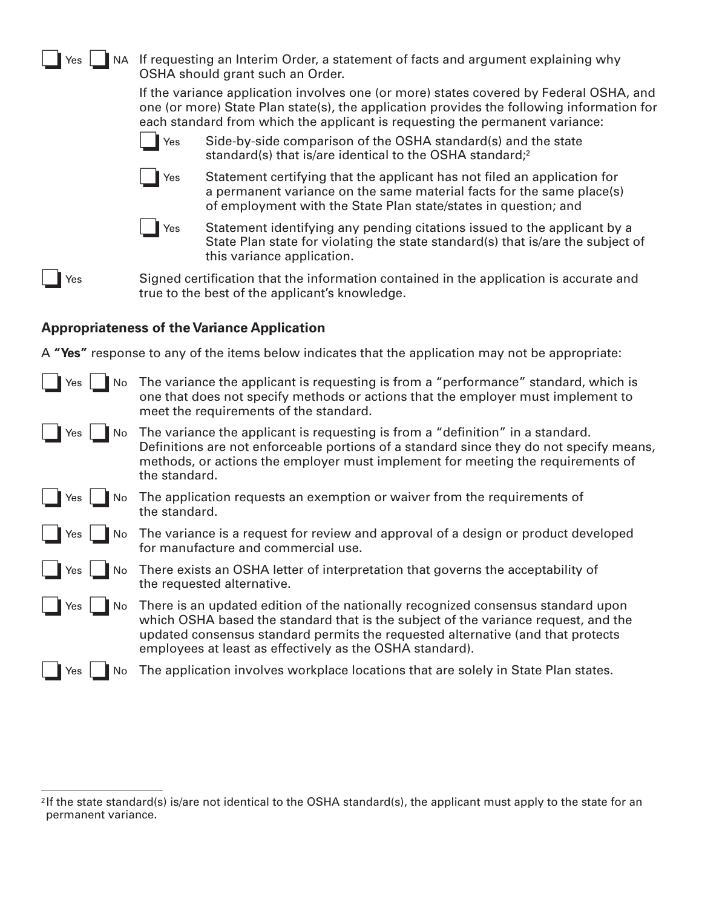☐ Yes ☐ NA If requesting an Interim Order, a statement of facts and argument explaining why OSHA should grant such an Order.

If the variance application involves one (or more) states covered by Federal OSHA, and one (or more) State Plan state(s), the application provides the following information for each standard from which the applicant is requesting the permanent variance:

- ☐ Yes Side-by-side comparison of the OSHA standard(s) and the state standard(s) that is/are identical to the OSHA standard;[2]
- ☐ Yes Statement certifying that the applicant has not filed an application for a permanent variance on the same material facts for the same place(s) of employment with the State Plan state/states in question; and
- ☐ Yes Statement identifying any pending citations issued to the applicant by a State Plan state for violating the state standard(s) that is/are the subject of this variance application.

☐ Yes Signed certification that the information contained in the application is accurate and true to the best of the applicant's knowledge.

### Appropriateness of the Variance Application

A **"Yes"** response to any of the items below indicates that the application may not be appropriate:

☐ Yes ☐ No The variance the applicant is requesting is from a "performance" standard, which is one that does not specify methods or actions that the employer must implement to meet the requirements of the standard.

☐ Yes ☐ No The variance the applicant is requesting is from a "definition" in a standard. Definitions are not enforceable portions of a standard since they do not specify means, methods, or actions the employer must implement for meeting the requirements of the standard.

☐ Yes ☐ No The application requests an exemption or waiver from the requirements of the standard.

☐ Yes ☐ No The variance is a request for review and approval of a design or product developed for manufacture and commercial use.

☐ Yes ☐ No There exists an OSHA letter of interpretation that governs the acceptability of the requested alternative.

☐ Yes ☐ No There is an updated edition of the nationally recognized consensus standard upon which OSHA based the standard that is the subject of the variance request, and the updated consensus standard permits the requested alternative (and that protects employees at least as effectively as the OSHA standard).

☐ Yes ☐ No The application involves workplace locations that are solely in State Plan states.

---

[2] If the state standard(s) is/are not identical to the OSHA standard(s), the applicant must apply to the state for an permanent variance.